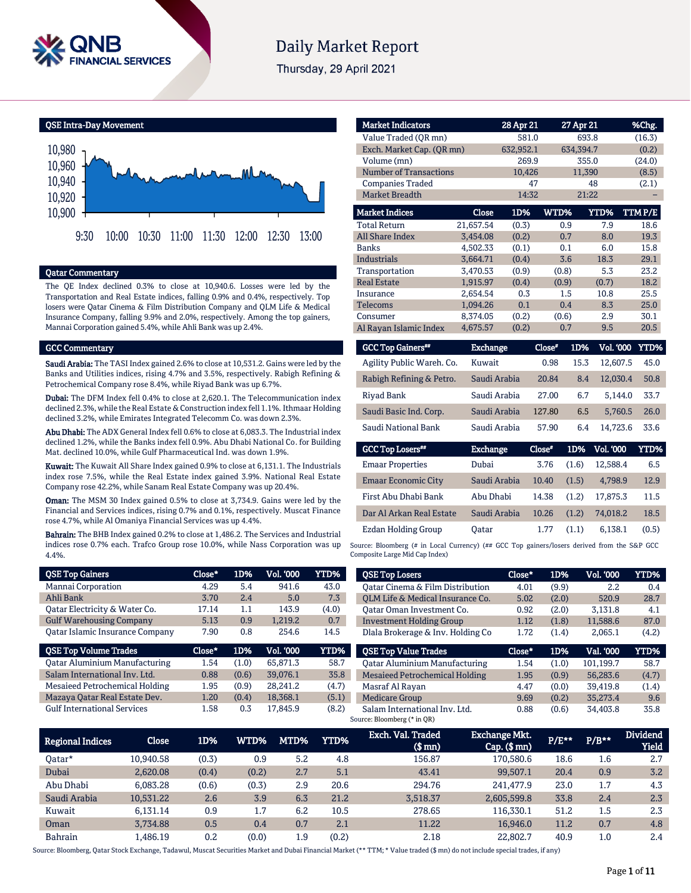# Daily Market Report

Thursday, 29 April 2021

## QSE Intra-Day Movement

10,980
10,960
10,940
10,920
10,900

9:30 10:00 10:30 11:00 11:30 12:00 12:30 13:00

## Qatar Commentary

The QE Index declined 0.3% to close at 10,940.6. Losses were led by the Transportation and Real Estate indices, falling 0.9% and 0.4%, respectively. Top losers were Qatar Cinema & Film Distribution Company and QLM Life & Medical Insurance Company, falling 9.9% and 2.0%, respectively. Among the top gainers, Mannai Corporation gained 5.4%, while Ahli Bank was up 2.4%.

## GCC Commentary

**Saudi Arabia:** The TASI Index gained 2.6% to close at 10,531.2. Gains were led by the Banks and Utilities indices, rising 4.7% and 3.5%, respectively. Rabigh Refining & Petrochemical Company rose 8.4%, while Riyad Bank was up 6.7%.

**Dubai:** The DFM Index fell 0.4% to close at 2,620.1. The Telecommunication index declined 2.3%, while the Real Estate & Construction index fell 1.1%. Ithmaar Holding declined 3.2%, while Emirates Integrated Telecomm Co. was down 2.3%.

**Abu Dhabi:** The ADX General Index fell 0.6% to close at 6,083.3. The Industrial index declined 1.2%, while the Banks index fell 0.9%. Abu Dhabi National Co. for Building Mat. declined 10.0%, while Gulf Pharmaceutical Ind. was down 1.9%.

**Kuwait:** The Kuwait All Share Index gained 0.9% to close at 6,131.1. The Industrials index rose 7.5%, while the Real Estate index gained 3.9%. National Real Estate Company rose 42.2%, while Sanam Real Estate Company was up 20.4%.

**Oman:** The MSM 30 Index gained 0.5% to close at 3,734.9. Gains were led by the Financial and Services indices, rising 0.7% and 0.1%, respectively. Muscat Finance rose 4.7%, while Al Omaniya Financial Services was up 4.4%.

**Bahrain:** The BHB Index gained 0.2% to close at 1,486.2. The Services and Industrial indices rose 0.7% each. Trafco Group rose 10.0%, while Nass Corporation was up 4.4%.

| Market Indicators | 28 Apr 21 | 27 Apr 21 | %Chg. |
|---|---|---|---|
| Value Traded (QR mn) | 581.0 | 693.8 | (16.3) |
| Exch. Market Cap. (QR mn) | 632,952.1 | 634,394.7 | (0.2) |
| Volume (mn) | 269.9 | 355.0 | (24.0) |
| Number of Transactions | 10,426 | 11,390 | (8.5) |
| Companies Traded | 47 | 48 | (2.1) |
| Market Breadth | 14:32 | 21:22 | – |

| Market Indices | Close | 1D% | WTD% | YTD% | TTM P/E |
|---|---|---|---|---|---|
| Total Return | 21,657.54 | (0.3) | 0.9 | 7.9 | 18.6 |
| All Share Index | 3,454.08 | (0.2) | 0.7 | 8.0 | 19.3 |
| Banks | 4,502.33 | (0.1) | 0.1 | 6.0 | 15.8 |
| Industrials | 3,664.71 | (0.4) | 3.6 | 18.3 | 29.1 |
| Transportation | 3,470.53 | (0.9) | (0.8) | 5.3 | 23.2 |
| Real Estate | 1,915.97 | (0.4) | (0.9) | (0.7) | 18.2 |
| Insurance | 2,654.54 | 0.3 | 1.5 | 10.8 | 25.5 |
| Telecoms | 1,094.26 | 0.1 | 0.4 | 8.3 | 25.0 |
| Consumer | 8,374.05 | (0.2) | (0.6) | 2.9 | 30.1 |
| Al Rayan Islamic Index | 4,675.57 | (0.2) | 0.7 | 9.5 | 20.5 |

| GCC Top Gainers## | Exchange | Close# | 1D% | Vol. '000 | YTD% |
|---|---|---|---|---|---|
| Agility Public Wareh. Co. | Kuwait | 0.98 | 15.3 | 12,607.5 | 45.0 |
| Rabigh Refining & Petro. | Saudi Arabia | 20.84 | 8.4 | 12,030.4 | 50.8 |
| Riyad Bank | Saudi Arabia | 27.00 | 6.7 | 5,144.0 | 33.7 |
| Saudi Basic Ind. Corp. | Saudi Arabia | 127.80 | 6.5 | 5,760.5 | 26.0 |
| Saudi National Bank | Saudi Arabia | 57.90 | 6.4 | 14,723.6 | 33.6 |

| GCC Top Losers## | Exchange | Close# | 1D% | Vol. '000 | YTD% |
|---|---|---|---|---|---|
| Emaar Properties | Dubai | 3.76 | (1.6) | 12,588.4 | 6.5 |
| Emaar Economic City | Saudi Arabia | 10.40 | (1.5) | 4,798.9 | 12.9 |
| First Abu Dhabi Bank | Abu Dhabi | 14.38 | (1.2) | 17,875.3 | 11.5 |
| Dar Al Arkan Real Estate | Saudi Arabia | 10.26 | (1.2) | 74,018.2 | 18.5 |
| Ezdan Holding Group | Qatar | 1.77 | (1.1) | 6,138.1 | (0.5) |

Source: Bloomberg (# in Local Currency) (## GCC Top gainers/losers derived from the S&P GCC Composite Large Mid Cap Index)

| QSE Top Gainers | Close* | 1D% | Vol. '000 | YTD% |
|---|---|---|---|---|
| Mannai Corporation | 4.29 | 5.4 | 941.6 | 43.0 |
| Ahli Bank | 3.70 | 2.4 | 5.0 | 7.3 |
| Qatar Electricity & Water Co. | 17.14 | 1.1 | 143.9 | (4.0) |
| Gulf Warehousing Company | 5.13 | 0.9 | 1,219.2 | 0.7 |
| Qatar Islamic Insurance Company | 7.90 | 0.8 | 254.6 | 14.5 |

| QSE Top Volume Trades | Close* | 1D% | Vol. '000 | YTD% |
|---|---|---|---|---|
| Qatar Aluminium Manufacturing | 1.54 | (1.0) | 65,871.3 | 58.7 |
| Salam International Inv. Ltd. | 0.88 | (0.6) | 39,076.1 | 35.8 |
| Mesaieed Petrochemical Holding | 1.95 | (0.9) | 28,241.2 | (4.7) |
| Mazaya Qatar Real Estate Dev. | 1.20 | (0.4) | 18,368.1 | (5.1) |
| Gulf International Services | 1.58 | 0.3 | 17,845.9 | (8.2) |

| QSE Top Losers | Close* | 1D% | Vol. '000 | YTD% |
|---|---|---|---|---|
| Qatar Cinema & Film Distribution | 4.01 | (9.9) | 2.2 | 0.4 |
| QLM Life & Medical Insurance Co. | 5.02 | (2.0) | 520.9 | 28.7 |
| Qatar Oman Investment Co. | 0.92 | (2.0) | 3,131.8 | 4.1 |
| Investment Holding Group | 1.12 | (1.8) | 11,588.6 | 87.0 |
| Dlala Brokerage & Inv. Holding Co | 1.72 | (1.4) | 2,065.1 | (4.2) |

| QSE Top Value Trades | Close* | 1D% | Val. '000 | YTD% |
|---|---|---|---|---|
| Qatar Aluminium Manufacturing | 1.54 | (1.0) | 101,199.7 | 58.7 |
| Mesaieed Petrochemical Holding | 1.95 | (0.9) | 56,283.6 | (4.7) |
| Masraf Al Rayan | 4.47 | (0.0) | 39,419.8 | (1.4) |
| Medicare Group | 9.69 | (0.2) | 35,273.4 | 9.6 |
| Salam International Inv. Ltd. | 0.88 | (0.6) | 34,403.8 | 35.8 |

Source: Bloomberg (* in QR)

| Regional Indices | Close | 1D% | WTD% | MTD% | YTD% | Exch. Val. Traded ($ mn) | Exchange Mkt. Cap. ($ mn) | P/E** | P/B** | Dividend Yield |
|---|---|---|---|---|---|---|---|---|---|---|
| Qatar* | 10,940.58 | (0.3) | 0.9 | 5.2 | 4.8 | 156.87 | 170,580.6 | 18.6 | 1.6 | 2.7 |
| Dubai | 2,620.08 | (0.4) | (0.2) | 2.7 | 5.1 | 43.41 | 99,507.1 | 20.4 | 0.9 | 3.2 |
| Abu Dhabi | 6,083.28 | (0.6) | (0.3) | 2.9 | 20.6 | 294.76 | 241,477.9 | 23.0 | 1.7 | 4.3 |
| Saudi Arabia | 10,531.22 | 2.6 | 3.9 | 6.3 | 21.2 | 3,518.37 | 2,605,599.8 | 33.8 | 2.4 | 2.3 |
| Kuwait | 6,131.14 | 0.9 | 1.7 | 6.2 | 10.5 | 278.65 | 116,330.1 | 51.2 | 1.5 | 2.3 |
| Oman | 3,734.88 | 0.5 | 0.4 | 0.7 | 2.1 | 11.22 | 16,946.0 | 11.2 | 0.7 | 4.8 |
| Bahrain | 1,486.19 | 0.2 | (0.0) | 1.9 | (0.2) | 2.18 | 22,802.7 | 40.9 | 1.0 | 2.4 |

Source: Bloomberg, Qatar Stock Exchange, Tadawul, Muscat Securities Market and Dubai Financial Market (** TTM; * Value traded ($ mn) do not include special trades, if any)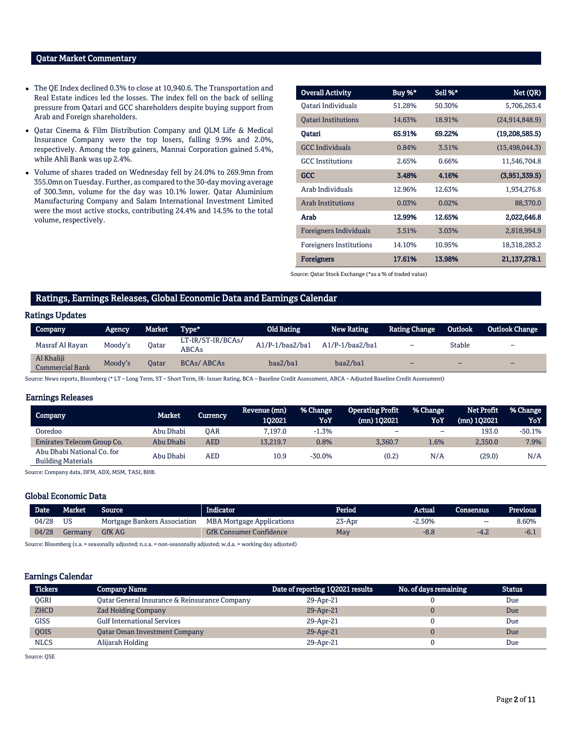## Qatar Market Commentary

- The QE Index declined 0.3% to close at 10,940.6. The Transportation and Real Estate indices led the losses. The index fell on the back of selling pressure from Qatari and GCC shareholders despite buying support from Arab and Foreign shareholders.
- Qatar Cinema & Film Distribution Company and QLM Life & Medical Insurance Company were the top losers, falling 9.9% and 2.0%, respectively. Among the top gainers, Mannai Corporation gained 5.4%, while Ahli Bank was up 2.4%.
- Volume of shares traded on Wednesday fell by 24.0% to 269.9mn from 355.0mn on Tuesday. Further, as compared to the 30-day moving average of 300.3mn, volume for the day was 10.1% lower. Qatar Aluminium Manufacturing Company and Salam International Investment Limited were the most active stocks, contributing 24.4% and 14.5% to the total volume, respectively.

| Overall Activity | Buy %* | Sell %* | Net (QR) |
|---|---|---|---|
| Qatari Individuals | 51.28% | 50.30% | 5,706,263.4 |
| Qatari Institutions | 14.63% | 18.91% | (24,914,848.9) |
| **Qatari** | **65.91%** | **69.22%** | **(19,208,585.5)** |
| GCC Individuals | 0.84% | 3.51% | (15,498,044.3) |
| GCC Institutions | 2.65% | 0.66% | 11,546,704.8 |
| **GCC** | **3.48%** | **4.16%** | **(3,951,339.5)** |
| Arab Individuals | 12.96% | 12.63% | 1,934,276.8 |
| Arab Institutions | 0.03% | 0.02% | 88,370.0 |
| **Arab** | **12.99%** | **12.65%** | **2,022,646.8** |
| Foreigners Individuals | 3.51% | 3.03% | 2,818,994.9 |
| Foreigners Institutions | 14.10% | 10.95% | 18,318,283.2 |
| **Foreigners** | **17.61%** | **13.98%** | **21,137,278.1** |

Source: Qatar Stock Exchange (*as a % of traded value)

## Ratings, Earnings Releases, Global Economic Data and Earnings Calendar

### Ratings Updates

| Company | Agency | Market | Type* | Old Rating | New Rating | Rating Change | Outlook | Outlook Change |
|---|---|---|---|---|---|---|---|---|
| Masraf Al Rayan | Moody's | Qatar | LT-IR/ST-IR/BCAs/ ABCAs | A1/P-1/baa2/ba1 | A1/P-1/baa2/ba1 | – | Stable | – |
| Al Khaliji Commercial Bank | Moody's | Qatar | BCAs/ ABCAs | baa2/ba1 | baa2/ba1 | – | – | – |

Source: News reports, Bloomberg (* LT – Long Term, ST – Short Term, IR- Issuer Rating, BCA – Baseline Credit Assessment, ABCA – Adjusted Baseline Credit Assessment)

### Earnings Releases

| Company | Market | Currency | Revenue (mn) 1Q2021 | % Change YoY | Operating Profit (mn) 1Q2021 | % Change YoY | Net Profit (mn) 1Q2021 | % Change YoY |
|---|---|---|---|---|---|---|---|---|
| Ooredoo | Abu Dhabi | QAR | 7,197.0 | -1.3% | – | – | 193.0 | -50.1% |
| Emirates Telecom Group Co. | Abu Dhabi | AED | 13,219.7 | 0.8% | 3,360.7 | 1.6% | 2,350.0 | 7.9% |
| Abu Dhabi National Co. for Building Materials | Abu Dhabi | AED | 10.9 | -30.0% | (0.2) | N/A | (29.0) | N/A |

Source: Company data, DFM, ADX, MSM, TASI, BHB.

### Global Economic Data

| Date | Market | Source | Indicator | Period | Actual | Consensus | Previous |
|---|---|---|---|---|---|---|---|
| 04/28 | US | Mortgage Bankers Association | MBA Mortgage Applications | 23-Apr | -2.50% | -- | 8.60% |
| 04/28 | Germany | GfK AG | GfK Consumer Confidence | May | -8.8 | -4.2 | -6.1 |

Source: Bloomberg (s.a. = seasonally adjusted; n.s.a. = non-seasonally adjusted; w.d.a. = working day adjusted)

### Earnings Calendar

| Tickers | Company Name | Date of reporting 1Q2021 results | No. of days remaining | Status |
|---|---|---|---|---|
| QGRI | Qatar General Insurance & Reinsurance Company | 29-Apr-21 | 0 | Due |
| ZHCD | Zad Holding Company | 29-Apr-21 | 0 | Due |
| GISS | Gulf International Services | 29-Apr-21 | 0 | Due |
| QOIS | Qatar Oman Investment Company | 29-Apr-21 | 0 | Due |
| NLCS | Alijarah Holding | 29-Apr-21 | 0 | Due |

Source: QSE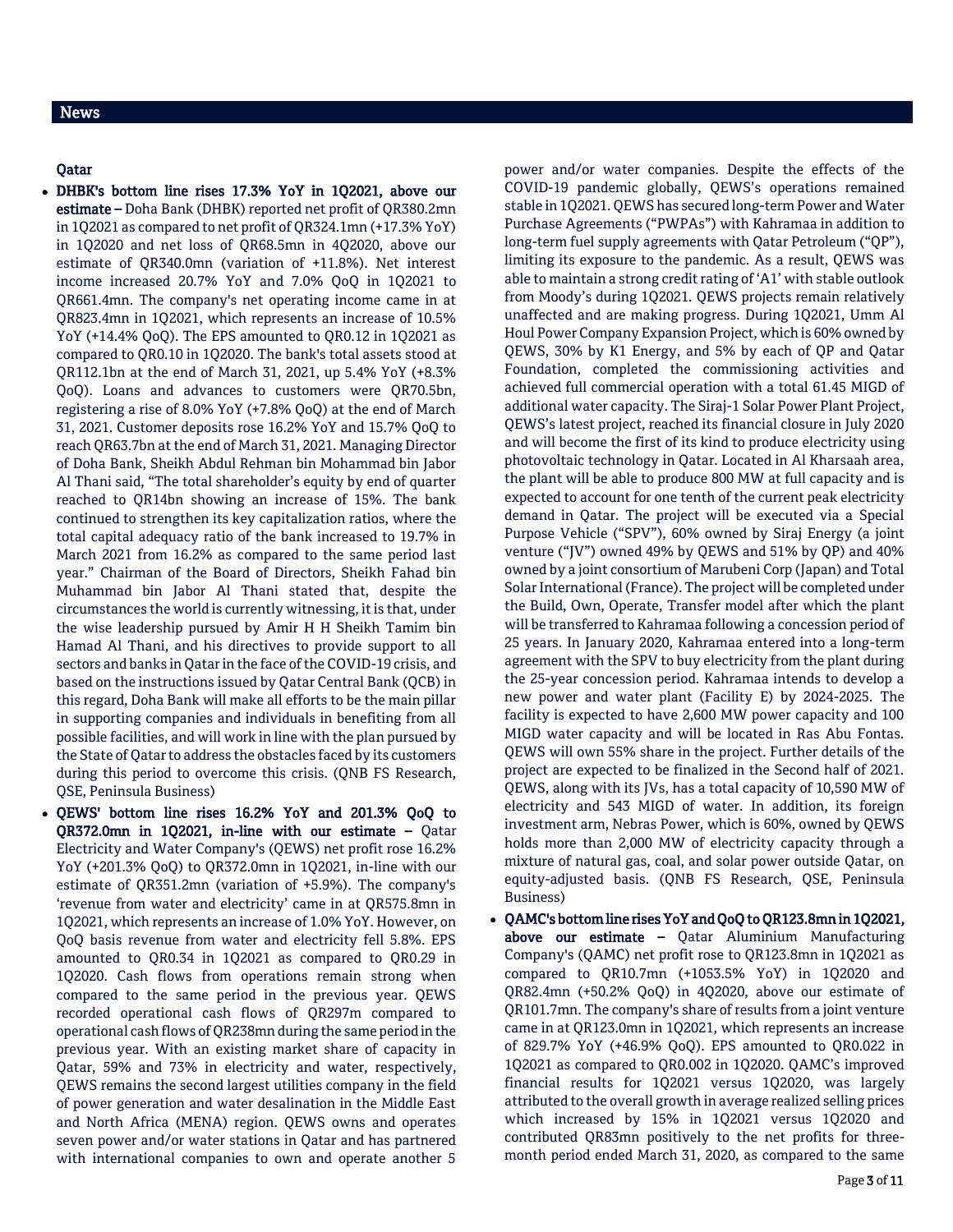## News

### Qatar

- **DHBK's bottom line rises 17.3% YoY in 1Q2021, above our estimate –** Doha Bank (DHBK) reported net profit of QR380.2mn in 1Q2021 as compared to net profit of QR324.1mn (+17.3% YoY) in 1Q2020 and net loss of QR68.5mn in 4Q2020, above our estimate of QR340.0mn (variation of +11.8%). Net interest income increased 20.7% YoY and 7.0% QoQ in 1Q2021 to QR661.4mn. The company's net operating income came in at QR823.4mn in 1Q2021, which represents an increase of 10.5% YoY (+14.4% QoQ). The EPS amounted to QR0.12 in 1Q2021 as compared to QR0.10 in 1Q2020. The bank's total assets stood at QR112.1bn at the end of March 31, 2021, up 5.4% YoY (+8.3% QoQ). Loans and advances to customers were QR70.5bn, registering a rise of 8.0% YoY (+7.8% QoQ) at the end of March 31, 2021. Customer deposits rose 16.2% YoY and 15.7% QoQ to reach QR63.7bn at the end of March 31, 2021. Managing Director of Doha Bank, Sheikh Abdul Rehman bin Mohammad bin Jabor Al Thani said, "The total shareholder's equity by end of quarter reached to QR14bn showing an increase of 15%. The bank continued to strengthen its key capitalization ratios, where the total capital adequacy ratio of the bank increased to 19.7% in March 2021 from 16.2% as compared to the same period last year." Chairman of the Board of Directors, Sheikh Fahad bin Muhammad bin Jabor Al Thani stated that, despite the circumstances the world is currently witnessing, it is that, under the wise leadership pursued by Amir H H Sheikh Tamim bin Hamad Al Thani, and his directives to provide support to all sectors and banks in Qatar in the face of the COVID-19 crisis, and based on the instructions issued by Qatar Central Bank (QCB) in this regard, Doha Bank will make all efforts to be the main pillar in supporting companies and individuals in benefiting from all possible facilities, and will work in line with the plan pursued by the State of Qatar to address the obstacles faced by its customers during this period to overcome this crisis. (QNB FS Research, QSE, Peninsula Business)

- **QEWS' bottom line rises 16.2% YoY and 201.3% QoQ to QR372.0mn in 1Q2021, in-line with our estimate –** Qatar Electricity and Water Company's (QEWS) net profit rose 16.2% YoY (+201.3% QoQ) to QR372.0mn in 1Q2021, in-line with our estimate of QR351.2mn (variation of +5.9%). The company's 'revenue from water and electricity' came in at QR575.8mn in 1Q2021, which represents an increase of 1.0% YoY. However, on QoQ basis revenue from water and electricity fell 5.8%. EPS amounted to QR0.34 in 1Q2021 as compared to QR0.29 in 1Q2020. Cash flows from operations remain strong when compared to the same period in the previous year. QEWS recorded operational cash flows of QR297m compared to operational cash flows of QR238mn during the same period in the previous year. With an existing market share of capacity in Qatar, 59% and 73% in electricity and water, respectively, QEWS remains the second largest utilities company in the field of power generation and water desalination in the Middle East and North Africa (MENA) region. QEWS owns and operates seven power and/or water stations in Qatar and has partnered with international companies to own and operate another 5 power and/or water companies. Despite the effects of the COVID-19 pandemic globally, QEWS's operations remained stable in 1Q2021. QEWS has secured long-term Power and Water Purchase Agreements ("PWPAs") with Kahramaa in addition to long-term fuel supply agreements with Qatar Petroleum ("QP"), limiting its exposure to the pandemic. As a result, QEWS was able to maintain a strong credit rating of 'A1' with stable outlook from Moody's during 1Q2021. QEWS projects remain relatively unaffected and are making progress. During 1Q2021, Umm Al Houl Power Company Expansion Project, which is 60% owned by QEWS, 30% by K1 Energy, and 5% by each of QP and Qatar Foundation, completed the commissioning activities and achieved full commercial operation with a total 61.45 MIGD of additional water capacity. The Siraj-1 Solar Power Plant Project, QEWS's latest project, reached its financial closure in July 2020 and will become the first of its kind to produce electricity using photovoltaic technology in Qatar. Located in Al Kharsaah area, the plant will be able to produce 800 MW at full capacity and is expected to account for one tenth of the current peak electricity demand in Qatar. The project will be executed via a Special Purpose Vehicle ("SPV"), 60% owned by Siraj Energy (a joint venture ("JV") owned 49% by QEWS and 51% by QP) and 40% owned by a joint consortium of Marubeni Corp (Japan) and Total Solar International (France). The project will be completed under the Build, Own, Operate, Transfer model after which the plant will be transferred to Kahramaa following a concession period of 25 years. In January 2020, Kahramaa entered into a long-term agreement with the SPV to buy electricity from the plant during the 25-year concession period. Kahramaa intends to develop a new power and water plant (Facility E) by 2024-2025. The facility is expected to have 2,600 MW power capacity and 100 MIGD water capacity and will be located in Ras Abu Fontas. QEWS will own 55% share in the project. Further details of the project are expected to be finalized in the Second half of 2021. QEWS, along with its JVs, has a total capacity of 10,590 MW of electricity and 543 MIGD of water. In addition, its foreign investment arm, Nebras Power, which is 60%, owned by QEWS holds more than 2,000 MW of electricity capacity through a mixture of natural gas, coal, and solar power outside Qatar, on equity-adjusted basis. (QNB FS Research, QSE, Peninsula Business)

- **QAMC's bottom line rises YoY and QoQ to QR123.8mn in 1Q2021, above our estimate –** Qatar Aluminium Manufacturing Company's (QAMC) net profit rose to QR123.8mn in 1Q2021 as compared to QR10.7mn (+1053.5% YoY) in 1Q2020 and QR82.4mn (+50.2% QoQ) in 4Q2020, above our estimate of QR101.7mn. The company's share of results from a joint venture came in at QR123.0mn in 1Q2021, which represents an increase of 829.7% YoY (+46.9% QoQ). EPS amounted to QR0.022 in 1Q2021 as compared to QR0.002 in 1Q2020. QAMC's improved financial results for 1Q2021 versus 1Q2020, was largely attributed to the overall growth in average realized selling prices which increased by 15% in 1Q2021 versus 1Q2020 and contributed QR83mn positively to the net profits for three-month period ended March 31, 2020, as compared to the same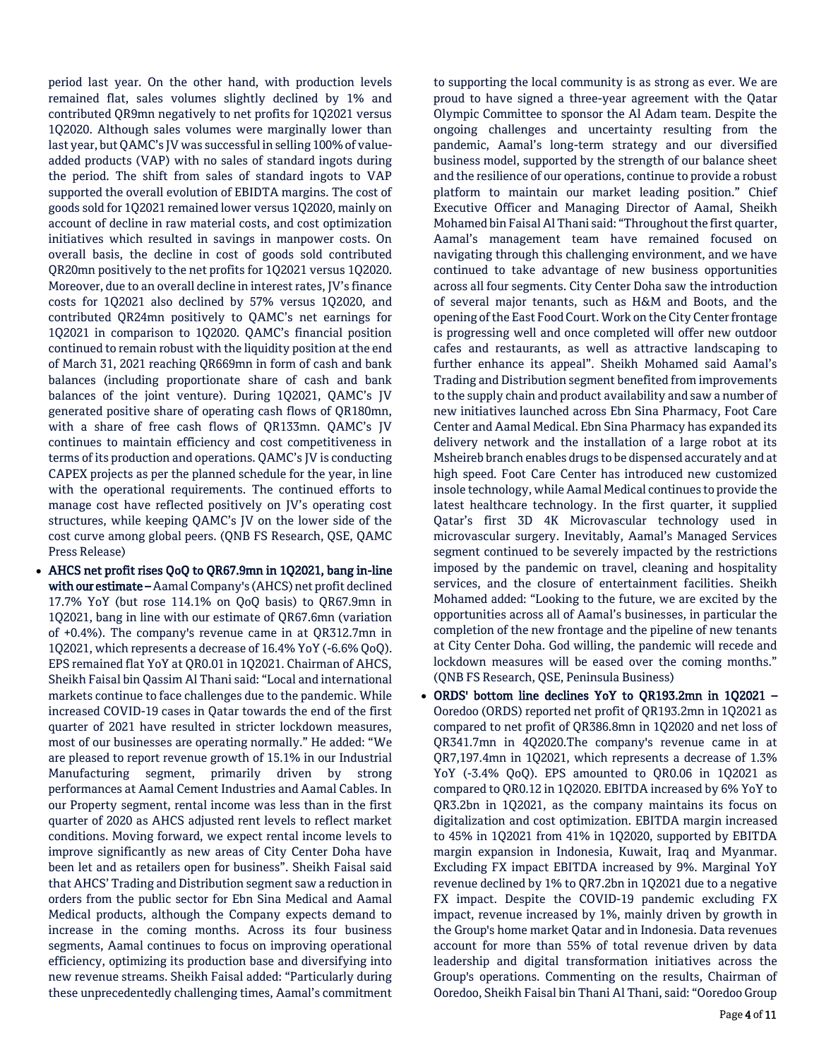period last year. On the other hand, with production levels remained flat, sales volumes slightly declined by 1% and contributed QR9mn negatively to net profits for 1Q2021 versus 1Q2020. Although sales volumes were marginally lower than last year, but QAMC's JV was successful in selling 100% of value-added products (VAP) with no sales of standard ingots during the period. The shift from sales of standard ingots to VAP supported the overall evolution of EBIDTA margins. The cost of goods sold for 1Q2021 remained lower versus 1Q2020, mainly on account of decline in raw material costs, and cost optimization initiatives which resulted in savings in manpower costs. On overall basis, the decline in cost of goods sold contributed QR20mn positively to the net profits for 1Q2021 versus 1Q2020. Moreover, due to an overall decline in interest rates, JV's finance costs for 1Q2021 also declined by 57% versus 1Q2020, and contributed QR24mn positively to QAMC's net earnings for 1Q2021 in comparison to 1Q2020. QAMC's financial position continued to remain robust with the liquidity position at the end of March 31, 2021 reaching QR669mn in form of cash and bank balances (including proportionate share of cash and bank balances of the joint venture). During 1Q2021, QAMC's JV generated positive share of operating cash flows of QR180mn, with a share of free cash flows of QR133mn. QAMC's JV continues to maintain efficiency and cost competitiveness in terms of its production and operations. QAMC's JV is conducting CAPEX projects as per the planned schedule for the year, in line with the operational requirements. The continued efforts to manage cost have reflected positively on JV's operating cost structures, while keeping QAMC's JV on the lower side of the cost curve among global peers. (QNB FS Research, QSE, QAMC Press Release)

- **AHCS net profit rises QoQ to QR67.9mn in 1Q2021, bang in-line with our estimate –** Aamal Company's (AHCS) net profit declined 17.7% YoY (but rose 114.1% on QoQ basis) to QR67.9mn in 1Q2021, bang in line with our estimate of QR67.6mn (variation of +0.4%). The company's revenue came in at QR312.7mn in 1Q2021, which represents a decrease of 16.4% YoY (-6.6% QoQ). EPS remained flat YoY at QR0.01 in 1Q2021. Chairman of AHCS, Sheikh Faisal bin Qassim Al Thani said: "Local and international markets continue to face challenges due to the pandemic. While increased COVID-19 cases in Qatar towards the end of the first quarter of 2021 have resulted in stricter lockdown measures, most of our businesses are operating normally." He added: "We are pleased to report revenue growth of 15.1% in our Industrial Manufacturing segment, primarily driven by strong performances at Aamal Cement Industries and Aamal Cables. In our Property segment, rental income was less than in the first quarter of 2020 as AHCS adjusted rent levels to reflect market conditions. Moving forward, we expect rental income levels to improve significantly as new areas of City Center Doha have been let and as retailers open for business". Sheikh Faisal said that AHCS' Trading and Distribution segment saw a reduction in orders from the public sector for Ebn Sina Medical and Aamal Medical products, although the Company expects demand to increase in the coming months. Across its four business segments, Aamal continues to focus on improving operational efficiency, optimizing its production base and diversifying into new revenue streams. Sheikh Faisal added: "Particularly during these unprecedentedly challenging times, Aamal's commitment to supporting the local community is as strong as ever. We are proud to have signed a three-year agreement with the Qatar Olympic Committee to sponsor the Al Adam team. Despite the ongoing challenges and uncertainty resulting from the pandemic, Aamal's long-term strategy and our diversified business model, supported by the strength of our balance sheet and the resilience of our operations, continue to provide a robust platform to maintain our market leading position." Chief Executive Officer and Managing Director of Aamal, Sheikh Mohamed bin Faisal Al Thani said: "Throughout the first quarter, Aamal's management team have remained focused on navigating through this challenging environment, and we have continued to take advantage of new business opportunities across all four segments. City Center Doha saw the introduction of several major tenants, such as H&M and Boots, and the opening of the East Food Court. Work on the City Center frontage is progressing well and once completed will offer new outdoor cafes and restaurants, as well as attractive landscaping to further enhance its appeal". Sheikh Mohamed said Aamal's Trading and Distribution segment benefited from improvements to the supply chain and product availability and saw a number of new initiatives launched across Ebn Sina Pharmacy, Foot Care Center and Aamal Medical. Ebn Sina Pharmacy has expanded its delivery network and the installation of a large robot at its Msheireb branch enables drugs to be dispensed accurately and at high speed. Foot Care Center has introduced new customized insole technology, while Aamal Medical continues to provide the latest healthcare technology. In the first quarter, it supplied Qatar's first 3D 4K Microvascular technology used in microvascular surgery. Inevitably, Aamal's Managed Services segment continued to be severely impacted by the restrictions imposed by the pandemic on travel, cleaning and hospitality services, and the closure of entertainment facilities. Sheikh Mohamed added: "Looking to the future, we are excited by the opportunities across all of Aamal's businesses, in particular the completion of the new frontage and the pipeline of new tenants at City Center Doha. God willing, the pandemic will recede and lockdown measures will be eased over the coming months." (QNB FS Research, QSE, Peninsula Business)

- **ORDS' bottom line declines YoY to QR193.2mn in 1Q2021 –** Ooredoo (ORDS) reported net profit of QR193.2mn in 1Q2021 as compared to net profit of QR386.8mn in 1Q2020 and net loss of QR341.7mn in 4Q2020.The company's revenue came in at QR7,197.4mn in 1Q2021, which represents a decrease of 1.3% YoY (-3.4% QoQ). EPS amounted to QR0.06 in 1Q2021 as compared to QR0.12 in 1Q2020. EBITDA increased by 6% YoY to QR3.2bn in 1Q2021, as the company maintains its focus on digitalization and cost optimization. EBITDA margin increased to 45% in 1Q2021 from 41% in 1Q2020, supported by EBITDA margin expansion in Indonesia, Kuwait, Iraq and Myanmar. Excluding FX impact EBITDA increased by 9%. Marginal YoY revenue declined by 1% to QR7.2bn in 1Q2021 due to a negative FX impact. Despite the COVID-19 pandemic excluding FX impact, revenue increased by 1%, mainly driven by growth in the Group's home market Qatar and in Indonesia. Data revenues account for more than 55% of total revenue driven by data leadership and digital transformation initiatives across the Group's operations. Commenting on the results, Chairman of Ooredoo, Sheikh Faisal bin Thani Al Thani, said: "Ooredoo Group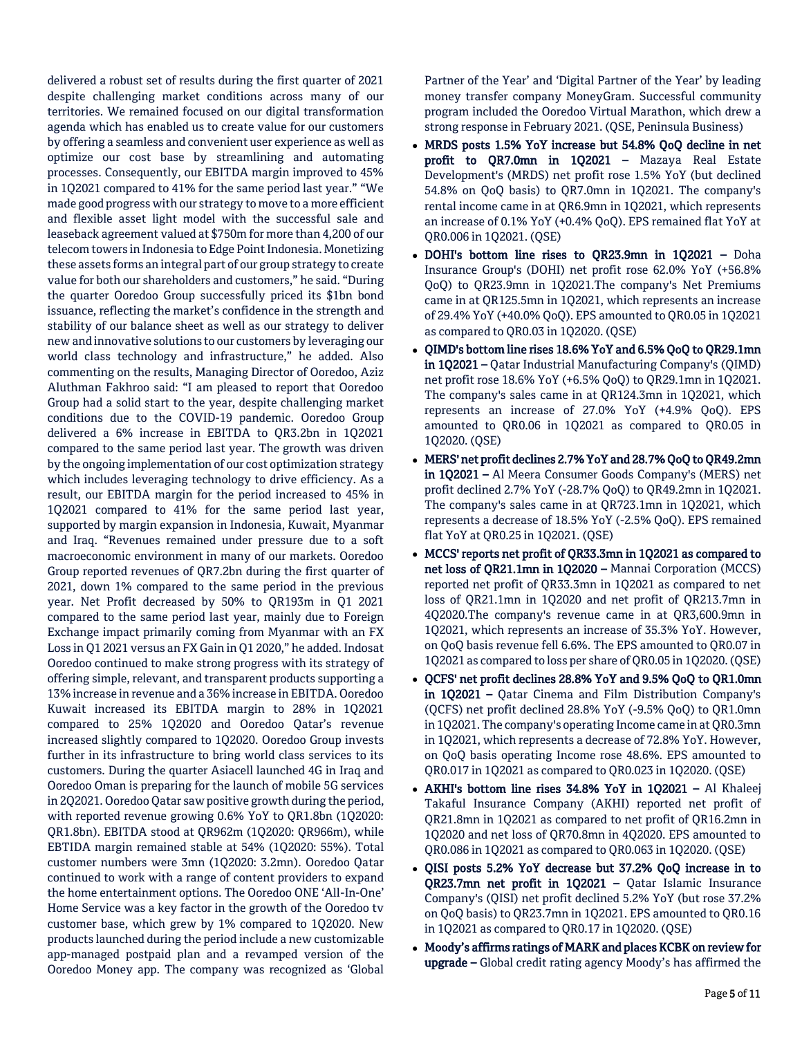delivered a robust set of results during the first quarter of 2021 despite challenging market conditions across many of our territories. We remained focused on our digital transformation agenda which has enabled us to create value for our customers by offering a seamless and convenient user experience as well as optimize our cost base by streamlining and automating processes. Consequently, our EBITDA margin improved to 45% in 1Q2021 compared to 41% for the same period last year." "We made good progress with our strategy to move to a more efficient and flexible asset light model with the successful sale and leaseback agreement valued at $750m for more than 4,200 of our telecom towers in Indonesia to Edge Point Indonesia. Monetizing these assets forms an integral part of our group strategy to create value for both our shareholders and customers," he said. "During the quarter Ooredoo Group successfully priced its $1bn bond issuance, reflecting the market's confidence in the strength and stability of our balance sheet as well as our strategy to deliver new and innovative solutions to our customers by leveraging our world class technology and infrastructure," he added. Also commenting on the results, Managing Director of Ooredoo, Aziz Aluthman Fakhroo said: "I am pleased to report that Ooredoo Group had a solid start to the year, despite challenging market conditions due to the COVID-19 pandemic. Ooredoo Group delivered a 6% increase in EBITDA to QR3.2bn in 1Q2021 compared to the same period last year. The growth was driven by the ongoing implementation of our cost optimization strategy which includes leveraging technology to drive efficiency. As a result, our EBITDA margin for the period increased to 45% in 1Q2021 compared to 41% for the same period last year, supported by margin expansion in Indonesia, Kuwait, Myanmar and Iraq. "Revenues remained under pressure due to a soft macroeconomic environment in many of our markets. Ooredoo Group reported revenues of QR7.2bn during the first quarter of 2021, down 1% compared to the same period in the previous year. Net Profit decreased by 50% to QR193m in Q1 2021 compared to the same period last year, mainly due to Foreign Exchange impact primarily coming from Myanmar with an FX Loss in Q1 2021 versus an FX Gain in Q1 2020," he added. Indosat Ooredoo continued to make strong progress with its strategy of offering simple, relevant, and transparent products supporting a 13% increase in revenue and a 36% increase in EBITDA. Ooredoo Kuwait increased its EBITDA margin to 28% in 1Q2021 compared to 25% 1Q2020 and Ooredoo Qatar's revenue increased slightly compared to 1Q2020. Ooredoo Group invests further in its infrastructure to bring world class services to its customers. During the quarter Asiacell launched 4G in Iraq and Ooredoo Oman is preparing for the launch of mobile 5G services in 2Q2021. Ooredoo Qatar saw positive growth during the period, with reported revenue growing 0.6% YoY to QR1.8bn (1Q2020: QR1.8bn). EBITDA stood at QR962m (1Q2020: QR966m), while EBTIDA margin remained stable at 54% (1Q2020: 55%). Total customer numbers were 3mn (1Q2020: 3.2mn). Ooredoo Qatar continued to work with a range of content providers to expand the home entertainment options. The Ooredoo ONE 'All-In-One' Home Service was a key factor in the growth of the Ooredoo tv customer base, which grew by 1% compared to 1Q2020. New products launched during the period include a new customizable app-managed postpaid plan and a revamped version of the Ooredoo Money app. The company was recognized as 'Global Partner of the Year' and 'Digital Partner of the Year' by leading money transfer company MoneyGram. Successful community program included the Ooredoo Virtual Marathon, which drew a strong response in February 2021. (QSE, Peninsula Business)

- **MRDS posts 1.5% YoY increase but 54.8% QoQ decline in net profit to QR7.0mn in 1Q2021 –** Mazaya Real Estate Development's (MRDS) net profit rose 1.5% YoY (but declined 54.8% on QoQ basis) to QR7.0mn in 1Q2021. The company's rental income came in at QR6.9mn in 1Q2021, which represents an increase of 0.1% YoY (+0.4% QoQ). EPS remained flat YoY at QR0.006 in 1Q2021. (QSE)
- **DOHI's bottom line rises to QR23.9mn in 1Q2021 –** Doha Insurance Group's (DOHI) net profit rose 62.0% YoY (+56.8% QoQ) to QR23.9mn in 1Q2021.The company's Net Premiums came in at QR125.5mn in 1Q2021, which represents an increase of 29.4% YoY (+40.0% QoQ). EPS amounted to QR0.05 in 1Q2021 as compared to QR0.03 in 1Q2020. (QSE)
- **QIMD's bottom line rises 18.6% YoY and 6.5% QoQ to QR29.1mn in 1Q2021 –** Qatar Industrial Manufacturing Company's (QIMD) net profit rose 18.6% YoY (+6.5% QoQ) to QR29.1mn in 1Q2021. The company's sales came in at QR124.3mn in 1Q2021, which represents an increase of 27.0% YoY (+4.9% QoQ). EPS amounted to QR0.06 in 1Q2021 as compared to QR0.05 in 1Q2020. (QSE)
- **MERS' net profit declines 2.7% YoY and 28.7% QoQ to QR49.2mn in 1Q2021 –** Al Meera Consumer Goods Company's (MERS) net profit declined 2.7% YoY (-28.7% QoQ) to QR49.2mn in 1Q2021. The company's sales came in at QR723.1mn in 1Q2021, which represents a decrease of 18.5% YoY (-2.5% QoQ). EPS remained flat YoY at QR0.25 in 1Q2021. (QSE)
- **MCCS' reports net profit of QR33.3mn in 1Q2021 as compared to net loss of QR21.1mn in 1Q2020 –** Mannai Corporation (MCCS) reported net profit of QR33.3mn in 1Q2021 as compared to net loss of QR21.1mn in 1Q2020 and net profit of QR213.7mn in 4Q2020.The company's revenue came in at QR3,600.9mn in 1Q2021, which represents an increase of 35.3% YoY. However, on QoQ basis revenue fell 6.6%. The EPS amounted to QR0.07 in 1Q2021 as compared to loss per share of QR0.05 in 1Q2020. (QSE)
- **QCFS' net profit declines 28.8% YoY and 9.5% QoQ to QR1.0mn in 1Q2021 –** Qatar Cinema and Film Distribution Company's (QCFS) net profit declined 28.8% YoY (-9.5% QoQ) to QR1.0mn in 1Q2021. The company's operating Income came in at QR0.3mn in 1Q2021, which represents a decrease of 72.8% YoY. However, on QoQ basis operating Income rose 48.6%. EPS amounted to QR0.017 in 1Q2021 as compared to QR0.023 in 1Q2020. (QSE)
- **AKHI's bottom line rises 34.8% YoY in 1Q2021 –** Al Khaleej Takaful Insurance Company (AKHI) reported net profit of QR21.8mn in 1Q2021 as compared to net profit of QR16.2mn in 1Q2020 and net loss of QR70.8mn in 4Q2020. EPS amounted to QR0.086 in 1Q2021 as compared to QR0.063 in 1Q2020. (QSE)
- **QISI posts 5.2% YoY decrease but 37.2% QoQ increase in to QR23.7mn net profit in 1Q2021 –** Qatar Islamic Insurance Company's (QISI) net profit declined 5.2% YoY (but rose 37.2% on QoQ basis) to QR23.7mn in 1Q2021. EPS amounted to QR0.16 in 1Q2021 as compared to QR0.17 in 1Q2020. (QSE)
- **Moody's affirms ratings of MARK and places KCBK on review for upgrade –** Global credit rating agency Moody's has affirmed the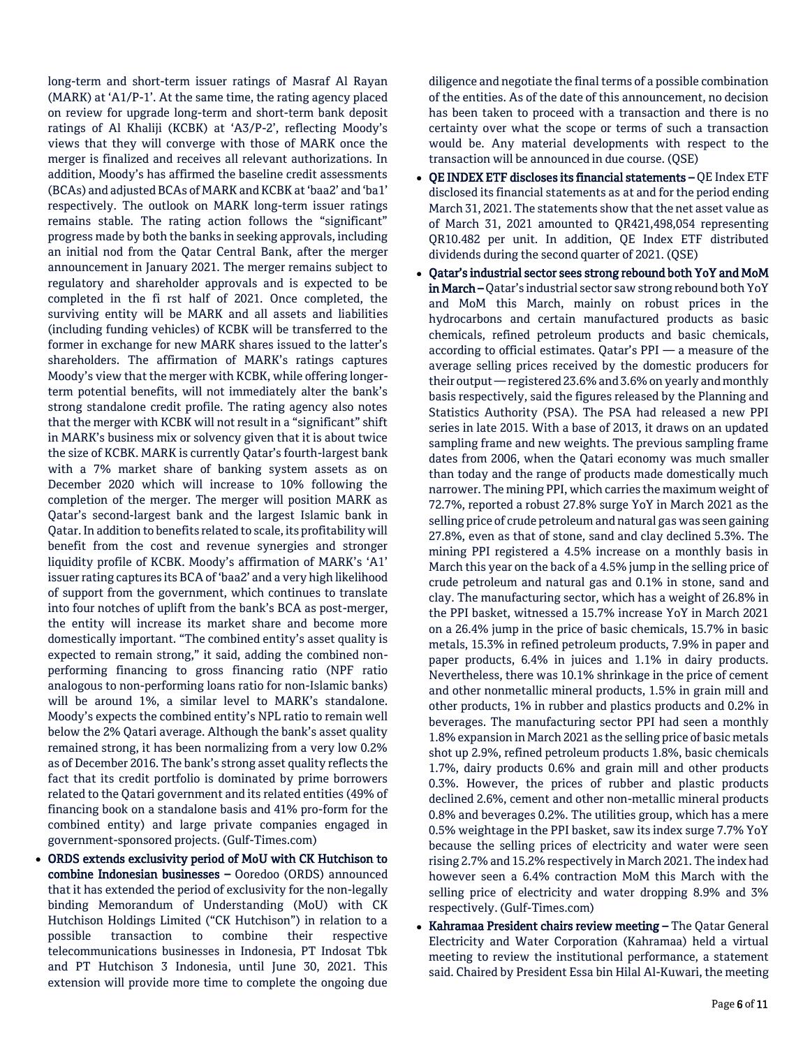long-term and short-term issuer ratings of Masraf Al Rayan (MARK) at 'A1/P-1'. At the same time, the rating agency placed on review for upgrade long-term and short-term bank deposit ratings of Al Khaliji (KCBK) at 'A3/P-2', reflecting Moody's views that they will converge with those of MARK once the merger is finalized and receives all relevant authorizations. In addition, Moody's has affirmed the baseline credit assessments (BCAs) and adjusted BCAs of MARK and KCBK at 'baa2' and 'ba1' respectively. The outlook on MARK long-term issuer ratings remains stable. The rating action follows the "significant" progress made by both the banks in seeking approvals, including an initial nod from the Qatar Central Bank, after the merger announcement in January 2021. The merger remains subject to regulatory and shareholder approvals and is expected to be completed in the fi rst half of 2021. Once completed, the surviving entity will be MARK and all assets and liabilities (including funding vehicles) of KCBK will be transferred to the former in exchange for new MARK shares issued to the latter's shareholders. The affirmation of MARK's ratings captures Moody's view that the merger with KCBK, while offering longer-term potential benefits, will not immediately alter the bank's strong standalone credit profile. The rating agency also notes that the merger with KCBK will not result in a "significant" shift in MARK's business mix or solvency given that it is about twice the size of KCBK. MARK is currently Qatar's fourth-largest bank with a 7% market share of banking system assets as on December 2020 which will increase to 10% following the completion of the merger. The merger will position MARK as Qatar's second-largest bank and the largest Islamic bank in Qatar. In addition to benefits related to scale, its profitability will benefit from the cost and revenue synergies and stronger liquidity profile of KCBK. Moody's affirmation of MARK's 'A1' issuer rating captures its BCA of 'baa2' and a very high likelihood of support from the government, which continues to translate into four notches of uplift from the bank's BCA as post-merger, the entity will increase its market share and become more domestically important. "The combined entity's asset quality is expected to remain strong," it said, adding the combined non-performing financing to gross financing ratio (NPF ratio analogous to non-performing loans ratio for non-Islamic banks) will be around 1%, a similar level to MARK's standalone. Moody's expects the combined entity's NPL ratio to remain well below the 2% Qatari average. Although the bank's asset quality remained strong, it has been normalizing from a very low 0.2% as of December 2016. The bank's strong asset quality reflects the fact that its credit portfolio is dominated by prime borrowers related to the Qatari government and its related entities (49% of financing book on a standalone basis and 41% pro-form for the combined entity) and large private companies engaged in government-sponsored projects. (Gulf-Times.com)

- **ORDS extends exclusivity period of MoU with CK Hutchison to combine Indonesian businesses –** Ooredoo (ORDS) announced that it has extended the period of exclusivity for the non-legally binding Memorandum of Understanding (MoU) with CK Hutchison Holdings Limited ("CK Hutchison") in relation to a possible transaction to combine their respective telecommunications businesses in Indonesia, PT Indosat Tbk and PT Hutchison 3 Indonesia, until June 30, 2021. This extension will provide more time to complete the ongoing due diligence and negotiate the final terms of a possible combination of the entities. As of the date of this announcement, no decision has been taken to proceed with a transaction and there is no certainty over what the scope or terms of such a transaction would be. Any material developments with respect to the transaction will be announced in due course. (QSE)
- **QE INDEX ETF discloses its financial statements –** QE Index ETF disclosed its financial statements as at and for the period ending March 31, 2021. The statements show that the net asset value as of March 31, 2021 amounted to QR421,498,054 representing QR10.482 per unit. In addition, QE Index ETF distributed dividends during the second quarter of 2021. (QSE)
- **Qatar's industrial sector sees strong rebound both YoY and MoM in March –** Qatar's industrial sector saw strong rebound both YoY and MoM this March, mainly on robust prices in the hydrocarbons and certain manufactured products as basic chemicals, refined petroleum products and basic chemicals, according to official estimates. Qatar's PPI — a measure of the average selling prices received by the domestic producers for their output — registered 23.6% and 3.6% on yearly and monthly basis respectively, said the figures released by the Planning and Statistics Authority (PSA). The PSA had released a new PPI series in late 2015. With a base of 2013, it draws on an updated sampling frame and new weights. The previous sampling frame dates from 2006, when the Qatari economy was much smaller than today and the range of products made domestically much narrower. The mining PPI, which carries the maximum weight of 72.7%, reported a robust 27.8% surge YoY in March 2021 as the selling price of crude petroleum and natural gas was seen gaining 27.8%, even as that of stone, sand and clay declined 5.3%. The mining PPI registered a 4.5% increase on a monthly basis in March this year on the back of a 4.5% jump in the selling price of crude petroleum and natural gas and 0.1% in stone, sand and clay. The manufacturing sector, which has a weight of 26.8% in the PPI basket, witnessed a 15.7% increase YoY in March 2021 on a 26.4% jump in the price of basic chemicals, 15.7% in basic metals, 15.3% in refined petroleum products, 7.9% in paper and paper products, 6.4% in juices and 1.1% in dairy products. Nevertheless, there was 10.1% shrinkage in the price of cement and other nonmetallic mineral products, 1.5% in grain mill and other products, 1% in rubber and plastics products and 0.2% in beverages. The manufacturing sector PPI had seen a monthly 1.8% expansion in March 2021 as the selling price of basic metals shot up 2.9%, refined petroleum products 1.8%, basic chemicals 1.7%, dairy products 0.6% and grain mill and other products 0.3%. However, the prices of rubber and plastic products declined 2.6%, cement and other non-metallic mineral products 0.8% and beverages 0.2%. The utilities group, which has a mere 0.5% weightage in the PPI basket, saw its index surge 7.7% YoY because the selling prices of electricity and water were seen rising 2.7% and 15.2% respectively in March 2021. The index had however seen a 6.4% contraction MoM this March with the selling price of electricity and water dropping 8.9% and 3% respectively. (Gulf-Times.com)
- **Kahramaa President chairs review meeting –** The Qatar General Electricity and Water Corporation (Kahramaa) held a virtual meeting to review the institutional performance, a statement said. Chaired by President Essa bin Hilal Al-Kuwari, the meeting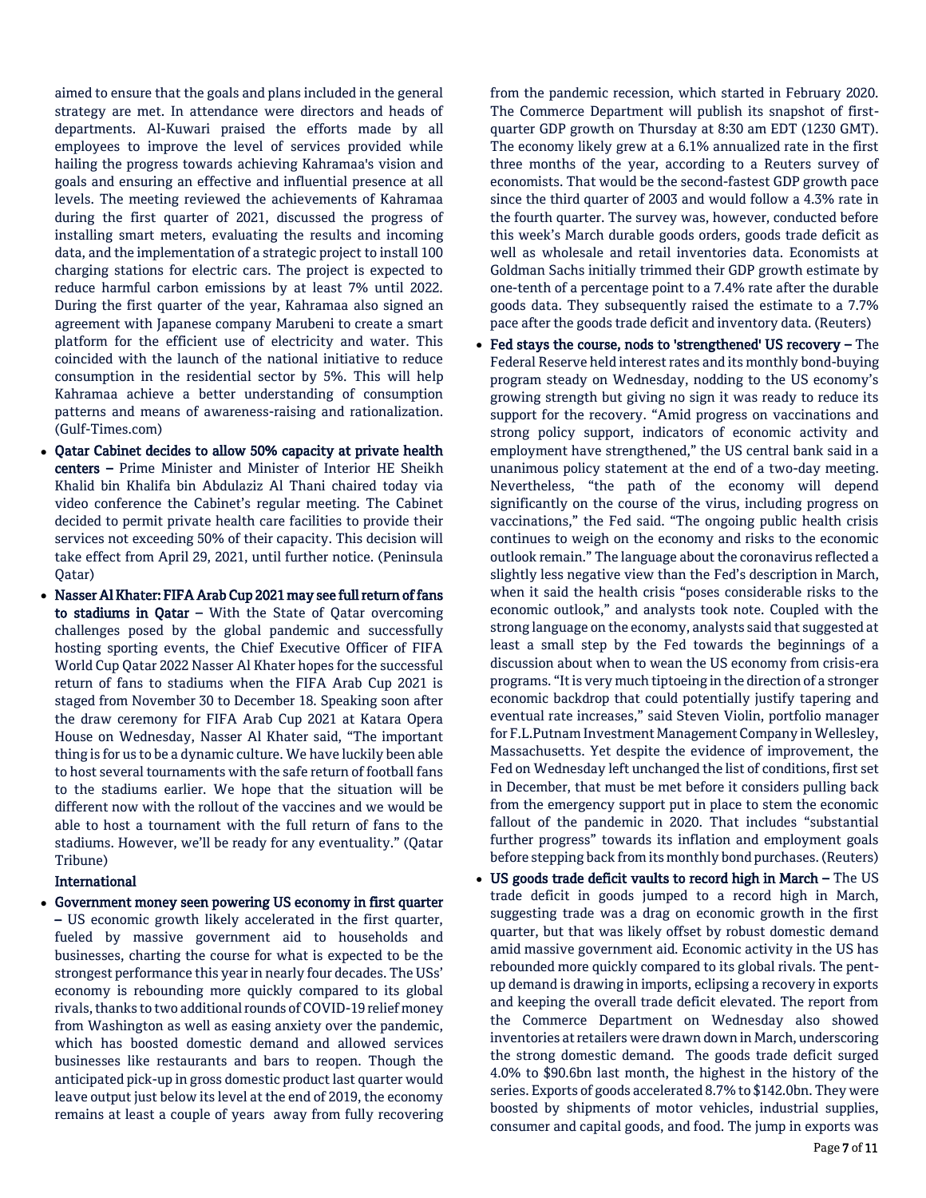aimed to ensure that the goals and plans included in the general strategy are met. In attendance were directors and heads of departments. Al-Kuwari praised the efforts made by all employees to improve the level of services provided while hailing the progress towards achieving Kahramaa's vision and goals and ensuring an effective and influential presence at all levels. The meeting reviewed the achievements of Kahramaa during the first quarter of 2021, discussed the progress of installing smart meters, evaluating the results and incoming data, and the implementation of a strategic project to install 100 charging stations for electric cars. The project is expected to reduce harmful carbon emissions by at least 7% until 2022. During the first quarter of the year, Kahramaa also signed an agreement with Japanese company Marubeni to create a smart platform for the efficient use of electricity and water. This coincided with the launch of the national initiative to reduce consumption in the residential sector by 5%. This will help Kahramaa achieve a better understanding of consumption patterns and means of awareness-raising and rationalization. (Gulf-Times.com)

- **Qatar Cabinet decides to allow 50% capacity at private health centers –** Prime Minister and Minister of Interior HE Sheikh Khalid bin Khalifa bin Abdulaziz Al Thani chaired today via video conference the Cabinet's regular meeting. The Cabinet decided to permit private health care facilities to provide their services not exceeding 50% of their capacity. This decision will take effect from April 29, 2021, until further notice. (Peninsula Qatar)
- **Nasser Al Khater: FIFA Arab Cup 2021 may see full return of fans to stadiums in Qatar –** With the State of Qatar overcoming challenges posed by the global pandemic and successfully hosting sporting events, the Chief Executive Officer of FIFA World Cup Qatar 2022 Nasser Al Khater hopes for the successful return of fans to stadiums when the FIFA Arab Cup 2021 is staged from November 30 to December 18. Speaking soon after the draw ceremony for FIFA Arab Cup 2021 at Katara Opera House on Wednesday, Nasser Al Khater said, "The important thing is for us to be a dynamic culture. We have luckily been able to host several tournaments with the safe return of football fans to the stadiums earlier. We hope that the situation will be different now with the rollout of the vaccines and we would be able to host a tournament with the full return of fans to the stadiums. However, we'll be ready for any eventuality." (Qatar Tribune)

**International**

- **Government money seen powering US economy in first quarter –** US economic growth likely accelerated in the first quarter, fueled by massive government aid to households and businesses, charting the course for what is expected to be the strongest performance this year in nearly four decades. The USs' economy is rebounding more quickly compared to its global rivals, thanks to two additional rounds of COVID-19 relief money from Washington as well as easing anxiety over the pandemic, which has boosted domestic demand and allowed services businesses like restaurants and bars to reopen. Though the anticipated pick-up in gross domestic product last quarter would leave output just below its level at the end of 2019, the economy remains at least a couple of years away from fully recovering from the pandemic recession, which started in February 2020. The Commerce Department will publish its snapshot of first-quarter GDP growth on Thursday at 8:30 am EDT (1230 GMT). The economy likely grew at a 6.1% annualized rate in the first three months of the year, according to a Reuters survey of economists. That would be the second-fastest GDP growth pace since the third quarter of 2003 and would follow a 4.3% rate in the fourth quarter. The survey was, however, conducted before this week's March durable goods orders, goods trade deficit as well as wholesale and retail inventories data. Economists at Goldman Sachs initially trimmed their GDP growth estimate by one-tenth of a percentage point to a 7.4% rate after the durable goods data. They subsequently raised the estimate to a 7.7% pace after the goods trade deficit and inventory data. (Reuters)
- **Fed stays the course, nods to 'strengthened' US recovery –** The Federal Reserve held interest rates and its monthly bond-buying program steady on Wednesday, nodding to the US economy's growing strength but giving no sign it was ready to reduce its support for the recovery. "Amid progress on vaccinations and strong policy support, indicators of economic activity and employment have strengthened," the US central bank said in a unanimous policy statement at the end of a two-day meeting. Nevertheless, "the path of the economy will depend significantly on the course of the virus, including progress on vaccinations," the Fed said. "The ongoing public health crisis continues to weigh on the economy and risks to the economic outlook remain." The language about the coronavirus reflected a slightly less negative view than the Fed's description in March, when it said the health crisis "poses considerable risks to the economic outlook," and analysts took note. Coupled with the strong language on the economy, analysts said that suggested at least a small step by the Fed towards the beginnings of a discussion about when to wean the US economy from crisis-era programs. "It is very much tiptoeing in the direction of a stronger economic backdrop that could potentially justify tapering and eventual rate increases," said Steven Violin, portfolio manager for F.L.Putnam Investment Management Company in Wellesley, Massachusetts. Yet despite the evidence of improvement, the Fed on Wednesday left unchanged the list of conditions, first set in December, that must be met before it considers pulling back from the emergency support put in place to stem the economic fallout of the pandemic in 2020. That includes "substantial further progress" towards its inflation and employment goals before stepping back from its monthly bond purchases. (Reuters)
- **US goods trade deficit vaults to record high in March –** The US trade deficit in goods jumped to a record high in March, suggesting trade was a drag on economic growth in the first quarter, but that was likely offset by robust domestic demand amid massive government aid. Economic activity in the US has rebounded more quickly compared to its global rivals. The pent-up demand is drawing in imports, eclipsing a recovery in exports and keeping the overall trade deficit elevated. The report from the Commerce Department on Wednesday also showed inventories at retailers were drawn down in March, underscoring the strong domestic demand. The goods trade deficit surged 4.0% to $90.6bn last month, the highest in the history of the series. Exports of goods accelerated 8.7% to $142.0bn. They were boosted by shipments of motor vehicles, industrial supplies, consumer and capital goods, and food. The jump in exports was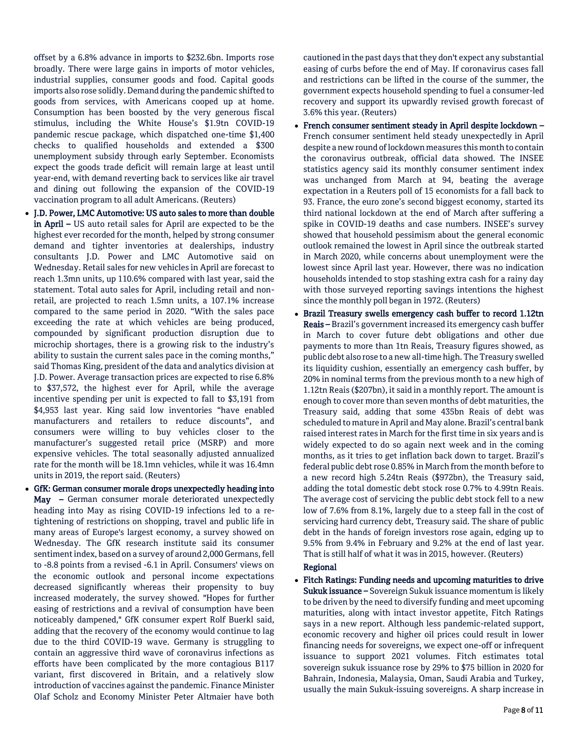offset by a 6.8% advance in imports to $232.6bn. Imports rose broadly. There were large gains in imports of motor vehicles, industrial supplies, consumer goods and food. Capital goods imports also rose solidly. Demand during the pandemic shifted to goods from services, with Americans cooped up at home. Consumption has been boosted by the very generous fiscal stimulus, including the White House's $1.9tn COVID-19 pandemic rescue package, which dispatched one-time $1,400 checks to qualified households and extended a $300 unemployment subsidy through early September. Economists expect the goods trade deficit will remain large at least until year-end, with demand reverting back to services like air travel and dining out following the expansion of the COVID-19 vaccination program to all adult Americans. (Reuters)

- **J.D. Power, LMC Automotive: US auto sales to more than double in April –** US auto retail sales for April are expected to be the highest ever recorded for the month, helped by strong consumer demand and tighter inventories at dealerships, industry consultants J.D. Power and LMC Automotive said on Wednesday. Retail sales for new vehicles in April are forecast to reach 1.3mn units, up 110.6% compared with last year, said the statement. Total auto sales for April, including retail and non-retail, are projected to reach 1.5mn units, a 107.1% increase compared to the same period in 2020. "With the sales pace exceeding the rate at which vehicles are being produced, compounded by significant production disruption due to microchip shortages, there is a growing risk to the industry's ability to sustain the current sales pace in the coming months," said Thomas King, president of the data and analytics division at J.D. Power. Average transaction prices are expected to rise 6.8% to $37,572, the highest ever for April, while the average incentive spending per unit is expected to fall to $3,191 from $4,953 last year. King said low inventories "have enabled manufacturers and retailers to reduce discounts", and consumers were willing to buy vehicles closer to the manufacturer's suggested retail price (MSRP) and more expensive vehicles. The total seasonally adjusted annualized rate for the month will be 18.1mn vehicles, while it was 16.4mn units in 2019, the report said. (Reuters)
- **GfK: German consumer morale drops unexpectedly heading into May –** German consumer morale deteriorated unexpectedly heading into May as rising COVID-19 infections led to a re-tightening of restrictions on shopping, travel and public life in many areas of Europe's largest economy, a survey showed on Wednesday. The GfK research institute said its consumer sentiment index, based on a survey of around 2,000 Germans, fell to -8.8 points from a revised -6.1 in April. Consumers' views on the economic outlook and personal income expectations decreased significantly whereas their propensity to buy increased moderately, the survey showed. "Hopes for further easing of restrictions and a revival of consumption have been noticeably dampened," GfK consumer expert Rolf Buerkl said, adding that the recovery of the economy would continue to lag due to the third COVID-19 wave. Germany is struggling to contain an aggressive third wave of coronavirus infections as efforts have been complicated by the more contagious B117 variant, first discovered in Britain, and a relatively slow introduction of vaccines against the pandemic. Finance Minister Olaf Scholz and Economy Minister Peter Altmaier have both cautioned in the past days that they don't expect any substantial easing of curbs before the end of May. If coronavirus cases fall and restrictions can be lifted in the course of the summer, the government expects household spending to fuel a consumer-led recovery and support its upwardly revised growth forecast of 3.6% this year. (Reuters)
- **French consumer sentiment steady in April despite lockdown –** French consumer sentiment held steady unexpectedly in April despite a new round of lockdown measures this month to contain the coronavirus outbreak, official data showed. The INSEE statistics agency said its monthly consumer sentiment index was unchanged from March at 94, beating the average expectation in a Reuters poll of 15 economists for a fall back to 93. France, the euro zone's second biggest economy, started its third national lockdown at the end of March after suffering a spike in COVID-19 deaths and case numbers. INSEE's survey showed that household pessimism about the general economic outlook remained the lowest in April since the outbreak started in March 2020, while concerns about unemployment were the lowest since April last year. However, there was no indication households intended to stop stashing extra cash for a rainy day with those surveyed reporting savings intentions the highest since the monthly poll began in 1972. (Reuters)
- **Brazil Treasury swells emergency cash buffer to record 1.12tn Reais –** Brazil's government increased its emergency cash buffer in March to cover future debt obligations and other due payments to more than 1tn Reais, Treasury figures showed, as public debt also rose to a new all-time high. The Treasury swelled its liquidity cushion, essentially an emergency cash buffer, by 20% in nominal terms from the previous month to a new high of 1.12tn Reais ($207bn), it said in a monthly report. The amount is enough to cover more than seven months of debt maturities, the Treasury said, adding that some 435bn Reais of debt was scheduled to mature in April and May alone. Brazil's central bank raised interest rates in March for the first time in six years and is widely expected to do so again next week and in the coming months, as it tries to get inflation back down to target. Brazil's federal public debt rose 0.85% in March from the month before to a new record high 5.24tn Reais ($972bn), the Treasury said, adding the total domestic debt stock rose 0.7% to 4.99tn Reais. The average cost of servicing the public debt stock fell to a new low of 7.6% from 8.1%, largely due to a steep fall in the cost of servicing hard currency debt, Treasury said. The share of public debt in the hands of foreign investors rose again, edging up to 9.5% from 9.4% in February and 9.2% at the end of last year. That is still half of what it was in 2015, however. (Reuters)

**Regional**

- **Fitch Ratings: Funding needs and upcoming maturities to drive Sukuk issuance –** Sovereign Sukuk issuance momentum is likely to be driven by the need to diversify funding and meet upcoming maturities, along with intact investor appetite, Fitch Ratings says in a new report. Although less pandemic-related support, economic recovery and higher oil prices could result in lower financing needs for sovereigns, we expect one-off or infrequent issuance to support 2021 volumes. Fitch estimates total sovereign sukuk issuance rose by 29% to $75 billion in 2020 for Bahrain, Indonesia, Malaysia, Oman, Saudi Arabia and Turkey, usually the main Sukuk-issuing sovereigns. A sharp increase in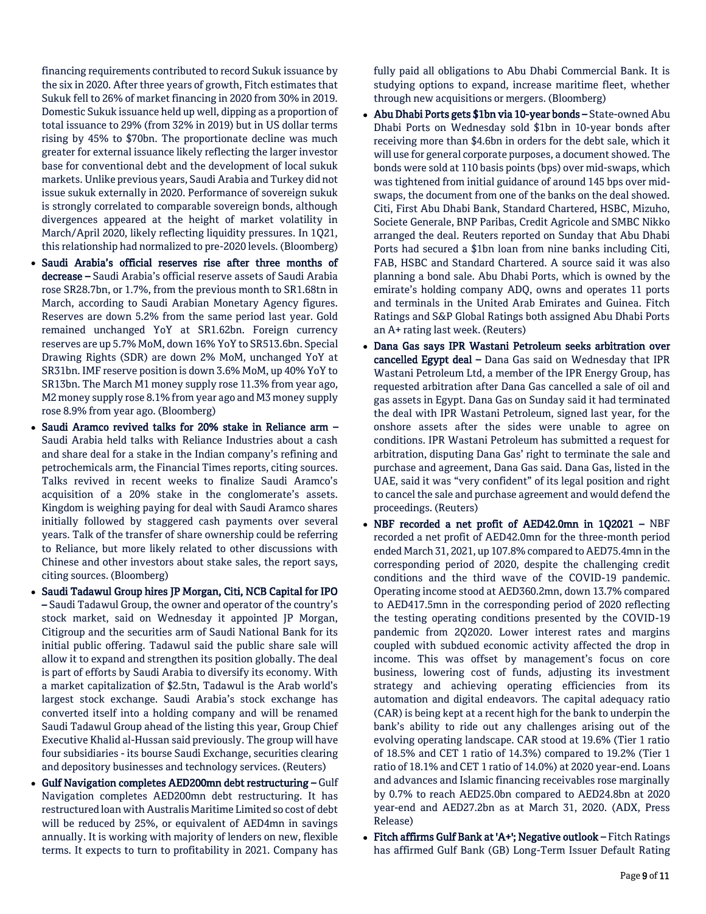financing requirements contributed to record Sukuk issuance by the six in 2020. After three years of growth, Fitch estimates that Sukuk fell to 26% of market financing in 2020 from 30% in 2019. Domestic Sukuk issuance held up well, dipping as a proportion of total issuance to 29% (from 32% in 2019) but in US dollar terms rising by 45% to $70bn. The proportionate decline was much greater for external issuance likely reflecting the larger investor base for conventional debt and the development of local sukuk markets. Unlike previous years, Saudi Arabia and Turkey did not issue sukuk externally in 2020. Performance of sovereign sukuk is strongly correlated to comparable sovereign bonds, although divergences appeared at the height of market volatility in March/April 2020, likely reflecting liquidity pressures. In 1Q21, this relationship had normalized to pre-2020 levels. (Bloomberg)

- **Saudi Arabia's official reserves rise after three months of decrease –** Saudi Arabia's official reserve assets of Saudi Arabia rose SR28.7bn, or 1.7%, from the previous month to SR1.68tn in March, according to Saudi Arabian Monetary Agency figures. Reserves are down 5.2% from the same period last year. Gold remained unchanged YoY at SR1.62bn. Foreign currency reserves are up 5.7% MoM, down 16% YoY to SR513.6bn. Special Drawing Rights (SDR) are down 2% MoM, unchanged YoY at SR31bn. IMF reserve position is down 3.6% MoM, up 40% YoY to SR13bn. The March M1 money supply rose 11.3% from year ago, M2 money supply rose 8.1% from year ago and M3 money supply rose 8.9% from year ago. (Bloomberg)
- **Saudi Aramco revived talks for 20% stake in Reliance arm –** Saudi Arabia held talks with Reliance Industries about a cash and share deal for a stake in the Indian company's refining and petrochemicals arm, the Financial Times reports, citing sources. Talks revived in recent weeks to finalize Saudi Aramco's acquisition of a 20% stake in the conglomerate's assets. Kingdom is weighing paying for deal with Saudi Aramco shares initially followed by staggered cash payments over several years. Talk of the transfer of share ownership could be referring to Reliance, but more likely related to other discussions with Chinese and other investors about stake sales, the report says, citing sources. (Bloomberg)
- **Saudi Tadawul Group hires JP Morgan, Citi, NCB Capital for IPO –** Saudi Tadawul Group, the owner and operator of the country's stock market, said on Wednesday it appointed JP Morgan, Citigroup and the securities arm of Saudi National Bank for its initial public offering. Tadawul said the public share sale will allow it to expand and strengthen its position globally. The deal is part of efforts by Saudi Arabia to diversify its economy. With a market capitalization of $2.5tn, Tadawul is the Arab world's largest stock exchange. Saudi Arabia's stock exchange has converted itself into a holding company and will be renamed Saudi Tadawul Group ahead of the listing this year, Group Chief Executive Khalid al-Hussan said previously. The group will have four subsidiaries - its bourse Saudi Exchange, securities clearing and depository businesses and technology services. (Reuters)
- **Gulf Navigation completes AED200mn debt restructuring –** Gulf Navigation completes AED200mn debt restructuring. It has restructured loan with Australis Maritime Limited so cost of debt will be reduced by 25%, or equivalent of AED4mn in savings annually. It is working with majority of lenders on new, flexible terms. It expects to turn to profitability in 2021. Company has fully paid all obligations to Abu Dhabi Commercial Bank. It is studying options to expand, increase maritime fleet, whether through new acquisitions or mergers. (Bloomberg)
- **Abu Dhabi Ports gets $1bn via 10-year bonds –** State-owned Abu Dhabi Ports on Wednesday sold $1bn in 10-year bonds after receiving more than $4.6bn in orders for the debt sale, which it will use for general corporate purposes, a document showed. The bonds were sold at 110 basis points (bps) over mid-swaps, which was tightened from initial guidance of around 145 bps over mid-swaps, the document from one of the banks on the deal showed. Citi, First Abu Dhabi Bank, Standard Chartered, HSBC, Mizuho, Societe Generale, BNP Paribas, Credit Agricole and SMBC Nikko arranged the deal. Reuters reported on Sunday that Abu Dhabi Ports had secured a $1bn loan from nine banks including Citi, FAB, HSBC and Standard Chartered. A source said it was also planning a bond sale. Abu Dhabi Ports, which is owned by the emirate's holding company ADQ, owns and operates 11 ports and terminals in the United Arab Emirates and Guinea. Fitch Ratings and S&P Global Ratings both assigned Abu Dhabi Ports an A+ rating last week. (Reuters)
- **Dana Gas says IPR Wastani Petroleum seeks arbitration over cancelled Egypt deal –** Dana Gas said on Wednesday that IPR Wastani Petroleum Ltd, a member of the IPR Energy Group, has requested arbitration after Dana Gas cancelled a sale of oil and gas assets in Egypt. Dana Gas on Sunday said it had terminated the deal with IPR Wastani Petroleum, signed last year, for the onshore assets after the sides were unable to agree on conditions. IPR Wastani Petroleum has submitted a request for arbitration, disputing Dana Gas' right to terminate the sale and purchase and agreement, Dana Gas said. Dana Gas, listed in the UAE, said it was "very confident" of its legal position and right to cancel the sale and purchase agreement and would defend the proceedings. (Reuters)
- **NBF recorded a net profit of AED42.0mn in 1Q2021 –** NBF recorded a net profit of AED42.0mn for the three-month period ended March 31, 2021, up 107.8% compared to AED75.4mn in the corresponding period of 2020, despite the challenging credit conditions and the third wave of the COVID-19 pandemic. Operating income stood at AED360.2mn, down 13.7% compared to AED417.5mn in the corresponding period of 2020 reflecting the testing operating conditions presented by the COVID-19 pandemic from 2Q2020. Lower interest rates and margins coupled with subdued economic activity affected the drop in income. This was offset by management's focus on core business, lowering cost of funds, adjusting its investment strategy and achieving operating efficiencies from its automation and digital endeavors. The capital adequacy ratio (CAR) is being kept at a recent high for the bank to underpin the bank's ability to ride out any challenges arising out of the evolving operating landscape. CAR stood at 19.6% (Tier 1 ratio of 18.5% and CET 1 ratio of 14.3%) compared to 19.2% (Tier 1 ratio of 18.1% and CET 1 ratio of 14.0%) at 2020 year-end. Loans and advances and Islamic financing receivables rose marginally by 0.7% to reach AED25.0bn compared to AED24.8bn at 2020 year-end and AED27.2bn as at March 31, 2020. (ADX, Press Release)
- **Fitch affirms Gulf Bank at 'A+'; Negative outlook –** Fitch Ratings has affirmed Gulf Bank (GB) Long-Term Issuer Default Rating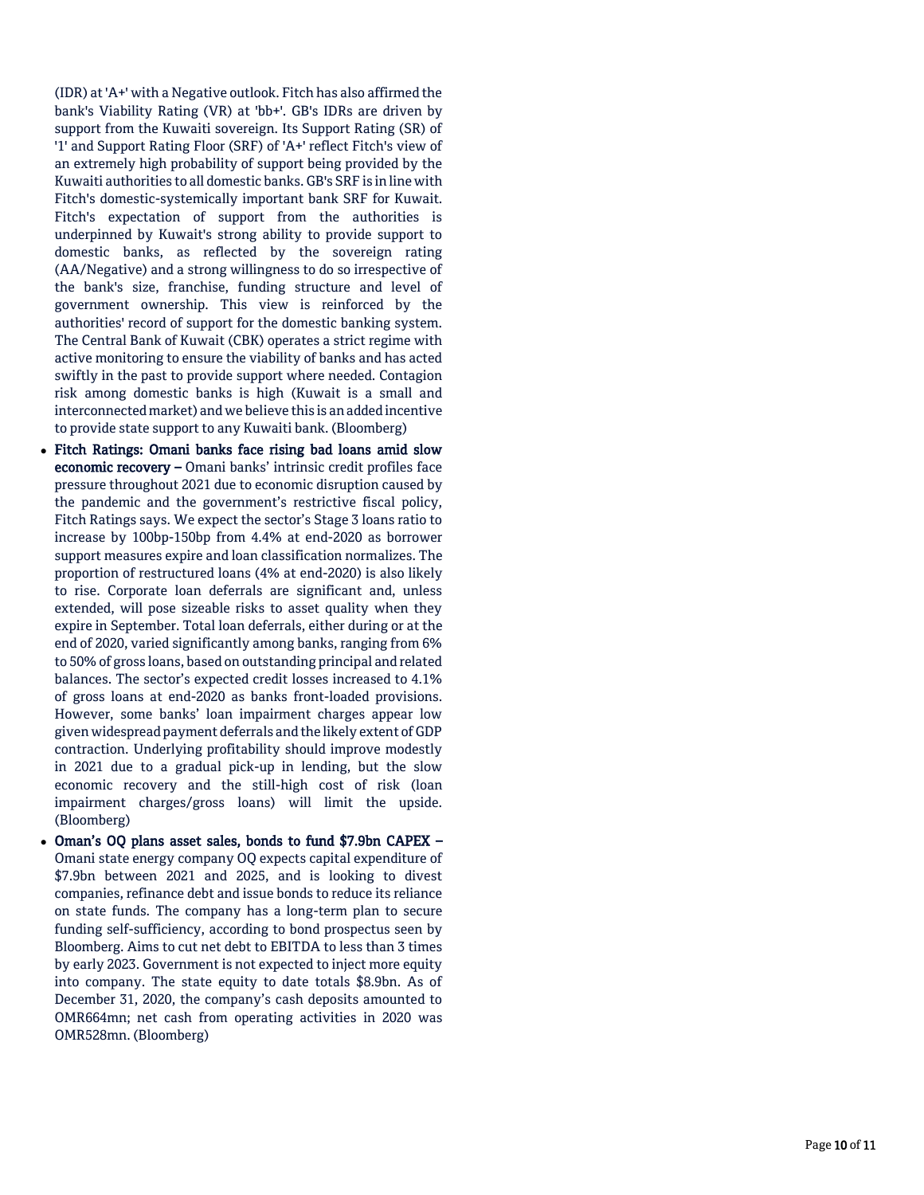(IDR) at 'A+' with a Negative outlook. Fitch has also affirmed the bank's Viability Rating (VR) at 'bb+'. GB's IDRs are driven by support from the Kuwaiti sovereign. Its Support Rating (SR) of '1' and Support Rating Floor (SRF) of 'A+' reflect Fitch's view of an extremely high probability of support being provided by the Kuwaiti authorities to all domestic banks. GB's SRF is in line with Fitch's domestic-systemically important bank SRF for Kuwait. Fitch's expectation of support from the authorities is underpinned by Kuwait's strong ability to provide support to domestic banks, as reflected by the sovereign rating (AA/Negative) and a strong willingness to do so irrespective of the bank's size, franchise, funding structure and level of government ownership. This view is reinforced by the authorities' record of support for the domestic banking system. The Central Bank of Kuwait (CBK) operates a strict regime with active monitoring to ensure the viability of banks and has acted swiftly in the past to provide support where needed. Contagion risk among domestic banks is high (Kuwait is a small and interconnected market) and we believe this is an added incentive to provide state support to any Kuwaiti bank. (Bloomberg)

- **Fitch Ratings: Omani banks face rising bad loans amid slow economic recovery –** Omani banks' intrinsic credit profiles face pressure throughout 2021 due to economic disruption caused by the pandemic and the government's restrictive fiscal policy, Fitch Ratings says. We expect the sector's Stage 3 loans ratio to increase by 100bp-150bp from 4.4% at end-2020 as borrower support measures expire and loan classification normalizes. The proportion of restructured loans (4% at end-2020) is also likely to rise. Corporate loan deferrals are significant and, unless extended, will pose sizeable risks to asset quality when they expire in September. Total loan deferrals, either during or at the end of 2020, varied significantly among banks, ranging from 6% to 50% of gross loans, based on outstanding principal and related balances. The sector's expected credit losses increased to 4.1% of gross loans at end-2020 as banks front-loaded provisions. However, some banks' loan impairment charges appear low given widespread payment deferrals and the likely extent of GDP contraction. Underlying profitability should improve modestly in 2021 due to a gradual pick-up in lending, but the slow economic recovery and the still-high cost of risk (loan impairment charges/gross loans) will limit the upside. (Bloomberg)
- **Oman's OQ plans asset sales, bonds to fund $7.9bn CAPEX –** Omani state energy company OQ expects capital expenditure of $7.9bn between 2021 and 2025, and is looking to divest companies, refinance debt and issue bonds to reduce its reliance on state funds. The company has a long-term plan to secure funding self-sufficiency, according to bond prospectus seen by Bloomberg. Aims to cut net debt to EBITDA to less than 3 times by early 2023. Government is not expected to inject more equity into company. The state equity to date totals $8.9bn. As of December 31, 2020, the company's cash deposits amounted to OMR664mn; net cash from operating activities in 2020 was OMR528mn. (Bloomberg)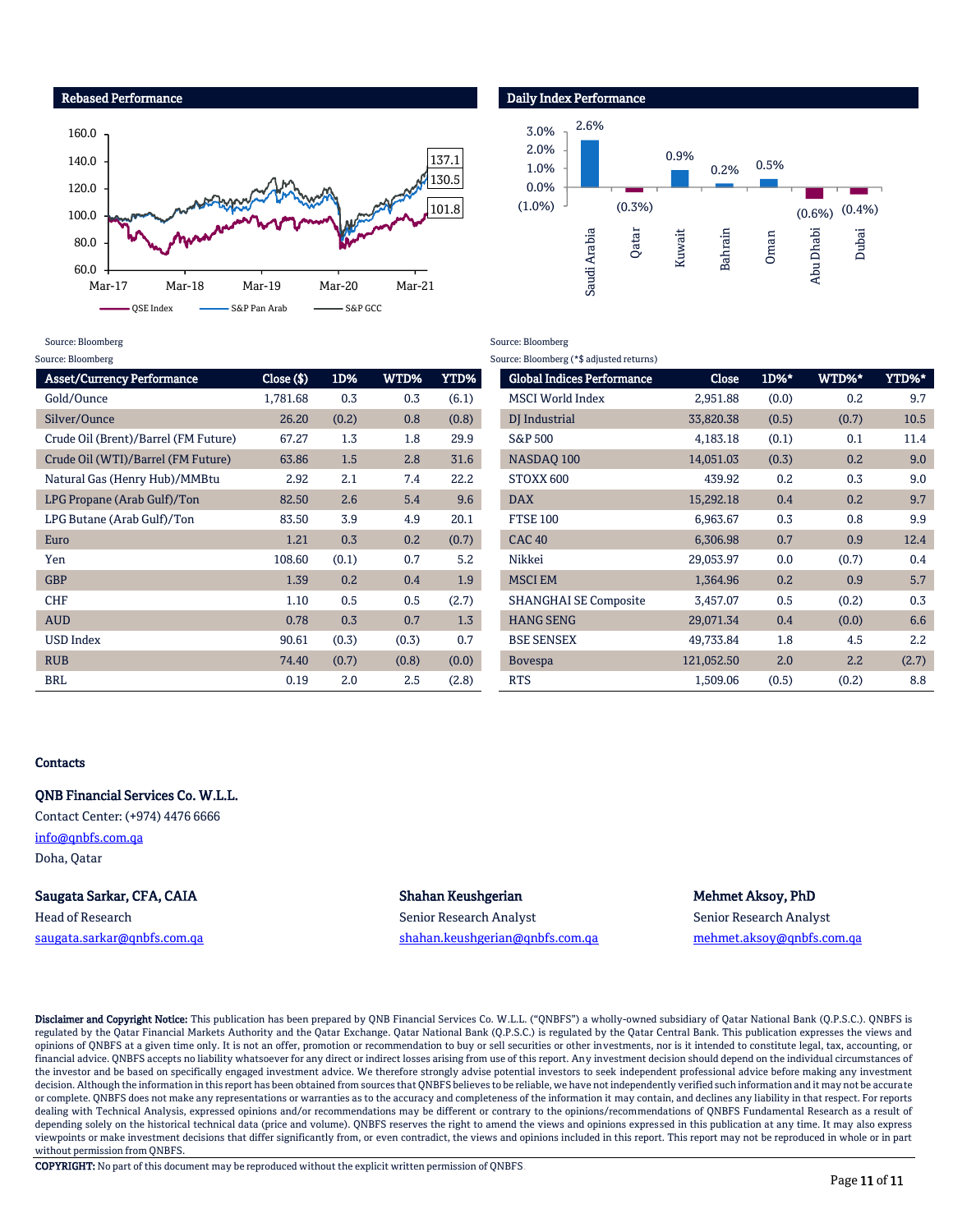## Rebased Performance

160.0
140.0
120.0
100.0
80.0
60.0

Mar-17
Mar-18
Mar-19
Mar-20
Mar-21

137.1
130.5
101.8

QSE Index
S&P Pan Arab
S&P GCC

Source: Bloomberg

## Daily Index Performance

3.0%
2.0%
1.0%
0.0%
(1.0%)

2.6%
(0.3%)
0.9%
0.2%
0.5%
(0.6%)
(0.4%)

Saudi Arabia
Qatar
Kuwait
Bahrain
Oman
Abu Dhabi
Dubai

Source: Bloomberg

| Asset/Currency Performance | Close ($) | 1D% | WTD% | YTD% |
|---|---|---|---|---|
| Gold/Ounce | 1,781.68 | 0.3 | 0.3 | (6.1) |
| Silver/Ounce | 26.20 | (0.2) | 0.8 | (0.8) |
| Crude Oil (Brent)/Barrel (FM Future) | 67.27 | 1.3 | 1.8 | 29.9 |
| Crude Oil (WTI)/Barrel (FM Future) | 63.86 | 1.5 | 2.8 | 31.6 |
| Natural Gas (Henry Hub)/MMBtu | 2.92 | 2.1 | 7.4 | 22.2 |
| LPG Propane (Arab Gulf)/Ton | 82.50 | 2.6 | 5.4 | 9.6 |
| LPG Butane (Arab Gulf)/Ton | 83.50 | 3.9 | 4.9 | 20.1 |
| Euro | 1.21 | 0.3 | 0.2 | (0.7) |
| Yen | 108.60 | (0.1) | 0.7 | 5.2 |
| GBP | 1.39 | 0.2 | 0.4 | 1.9 |
| CHF | 1.10 | 0.5 | 0.5 | (2.7) |
| AUD | 0.78 | 0.3 | 0.7 | 1.3 |
| USD Index | 90.61 | (0.3) | (0.3) | 0.7 |
| RUB | 74.40 | (0.7) | (0.8) | (0.0) |
| BRL | 0.19 | 2.0 | 2.5 | (2.8) |

Source: Bloomberg

| Global Indices Performance | Close | 1D%* | WTD%* | YTD%* |
|---|---|---|---|---|
| MSCI World Index | 2,951.88 | (0.0) | 0.2 | 9.7 |
| DJ Industrial | 33,820.38 | (0.5) | (0.7) | 10.5 |
| S&P 500 | 4,183.18 | (0.1) | 0.1 | 11.4 |
| NASDAQ 100 | 14,051.03 | (0.3) | 0.2 | 9.0 |
| STOXX 600 | 439.92 | 0.2 | 0.3 | 9.0 |
| DAX | 15,292.18 | 0.4 | 0.2 | 9.7 |
| FTSE 100 | 6,963.67 | 0.3 | 0.8 | 9.9 |
| CAC 40 | 6,306.98 | 0.7 | 0.9 | 12.4 |
| Nikkei | 29,053.97 | 0.0 | (0.7) | 0.4 |
| MSCI EM | 1,364.96 | 0.2 | 0.9 | 5.7 |
| SHANGHAI SE Composite | 3,457.07 | 0.5 | (0.2) | 0.3 |
| HANG SENG | 29,071.34 | 0.4 | (0.0) | 6.6 |
| BSE SENSEX | 49,733.84 | 1.8 | 4.5 | 2.2 |
| Bovespa | 121,052.50 | 2.0 | 2.2 | (2.7) |
| RTS | 1,509.06 | (0.5) | (0.2) | 8.8 |

Source: Bloomberg (*$ adjusted returns)

**Contacts**

**QNB Financial Services Co. W.L.L.**
Contact Center: (+974) 4476 6666
info@qnbfs.com.qa
Doha, Qatar

**Saugata Sarkar, CFA, CAIA**
Head of Research
saugata.sarkar@qnbfs.com.qa

**Shahan Keushgerian**
Senior Research Analyst
shahan.keushgerian@qnbfs.com.qa

**Mehmet Aksoy, PhD**
Senior Research Analyst
mehmet.aksoy@qnbfs.com.qa

**Disclaimer and Copyright Notice:** This publication has been prepared by QNB Financial Services Co. W.L.L. ("QNBFS") a wholly-owned subsidiary of Qatar National Bank (Q.P.S.C.). QNBFS is regulated by the Qatar Financial Markets Authority and the Qatar Exchange. Qatar National Bank (Q.P.S.C.) is regulated by the Qatar Central Bank. This publication expresses the views and opinions of QNBFS at a given time only. It is not an offer, promotion or recommendation to buy or sell securities or other investments, nor is it intended to constitute legal, tax, accounting, or financial advice. QNBFS accepts no liability whatsoever for any direct or indirect losses arising from use of this report. Any investment decision should depend on the individual circumstances of the investor and be based on specifically engaged investment advice. We therefore strongly advise potential investors to seek independent professional advice before making any investment decision. Although the information in this report has been obtained from sources that QNBFS believes to be reliable, we have not independently verified such information and it may not be accurate or complete. QNBFS does not make any representations or warranties as to the accuracy and completeness of the information it may contain, and declines any liability in that respect. For reports dealing with Technical Analysis, expressed opinions and/or recommendations may be different or contrary to the opinions/recommendations of QNBFS Fundamental Research as a result of depending solely on the historical technical data (price and volume). QNBFS reserves the right to amend the views and opinions expressed in this publication at any time. It may also express viewpoints or make investment decisions that differ significantly from, or even contradict, the views and opinions included in this report. This report may not be reproduced in whole or in part without permission from QNBFS.

**COPYRIGHT:** No part of this document may be reproduced without the explicit written permission of QNBFS